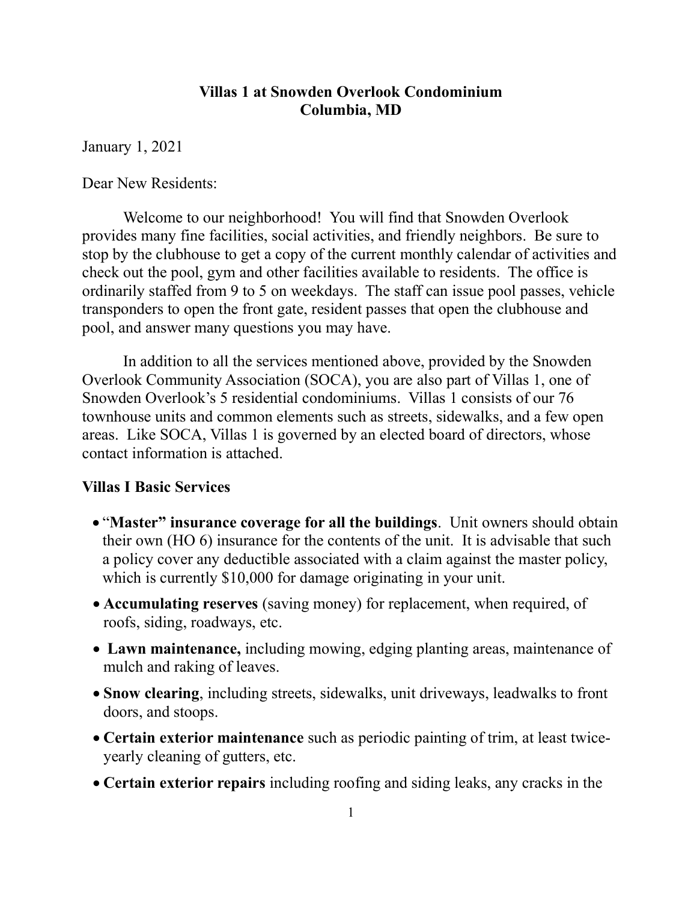**Villas 1 at Snowden Overlook Condominium**
**Columbia, MD**

January 1, 2021

Dear New Residents:

Welcome to our neighborhood! You will find that Snowden Overlook provides many fine facilities, social activities, and friendly neighbors. Be sure to stop by the clubhouse to get a copy of the current monthly calendar of activities and check out the pool, gym and other facilities available to residents. The office is ordinarily staffed from 9 to 5 on weekdays. The staff can issue pool passes, vehicle transponders to open the front gate, resident passes that open the clubhouse and pool, and answer many questions you may have.

In addition to all the services mentioned above, provided by the Snowden Overlook Community Association (SOCA), you are also part of Villas 1, one of Snowden Overlook's 5 residential condominiums. Villas 1 consists of our 76 townhouse units and common elements such as streets, sidewalks, and a few open areas. Like SOCA, Villas 1 is governed by an elected board of directors, whose contact information is attached.

**Villas I Basic Services**

- "**Master" insurance coverage for all the buildings**. Unit owners should obtain their own (HO 6) insurance for the contents of the unit. It is advisable that such a policy cover any deductible associated with a claim against the master policy, which is currently $10,000 for damage originating in your unit.
- **Accumulating reserves** (saving money) for replacement, when required, of roofs, siding, roadways, etc.
- **Lawn maintenance,** including mowing, edging planting areas, maintenance of mulch and raking of leaves.
- **Snow clearing**, including streets, sidewalks, unit driveways, leadwalks to front doors, and stoops.
- **Certain exterior maintenance** such as periodic painting of trim, at least twice-yearly cleaning of gutters, etc.
- **Certain exterior repairs** including roofing and siding leaks, any cracks in the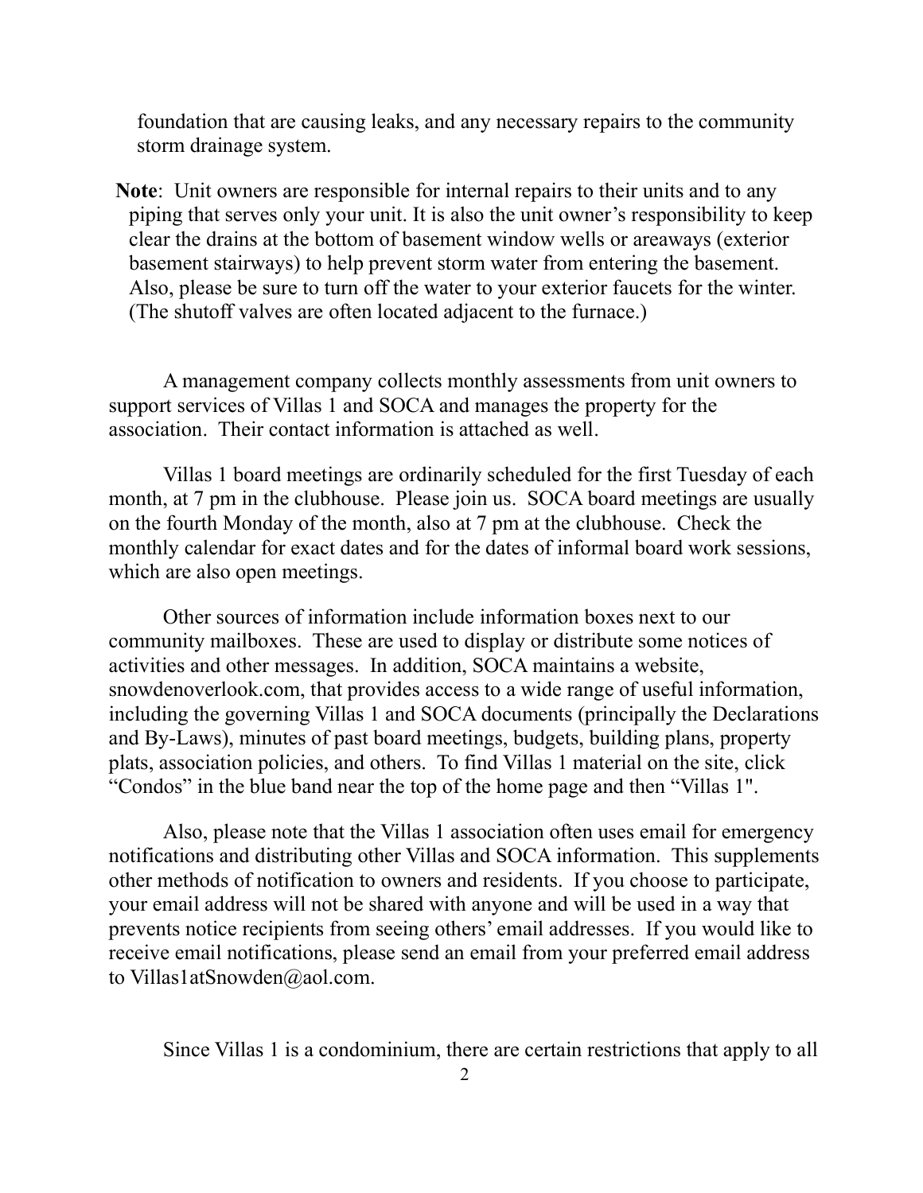foundation that are causing leaks, and any necessary repairs to the community storm drainage system.

**Note**: Unit owners are responsible for internal repairs to their units and to any piping that serves only your unit. It is also the unit owner's responsibility to keep clear the drains at the bottom of basement window wells or areaways (exterior basement stairways) to help prevent storm water from entering the basement. Also, please be sure to turn off the water to your exterior faucets for the winter. (The shutoff valves are often located adjacent to the furnace.)

A management company collects monthly assessments from unit owners to support services of Villas 1 and SOCA and manages the property for the association. Their contact information is attached as well.

Villas 1 board meetings are ordinarily scheduled for the first Tuesday of each month, at 7 pm in the clubhouse. Please join us. SOCA board meetings are usually on the fourth Monday of the month, also at 7 pm at the clubhouse. Check the monthly calendar for exact dates and for the dates of informal board work sessions, which are also open meetings.

Other sources of information include information boxes next to our community mailboxes. These are used to display or distribute some notices of activities and other messages. In addition, SOCA maintains a website, snowdenoverlook.com, that provides access to a wide range of useful information, including the governing Villas 1 and SOCA documents (principally the Declarations and By-Laws), minutes of past board meetings, budgets, building plans, property plats, association policies, and others. To find Villas 1 material on the site, click "Condos" in the blue band near the top of the home page and then "Villas 1".

Also, please note that the Villas 1 association often uses email for emergency notifications and distributing other Villas and SOCA information. This supplements other methods of notification to owners and residents. If you choose to participate, your email address will not be shared with anyone and will be used in a way that prevents notice recipients from seeing others' email addresses. If you would like to receive email notifications, please send an email from your preferred email address to Villas1atSnowden@aol.com.

Since Villas 1 is a condominium, there are certain restrictions that apply to all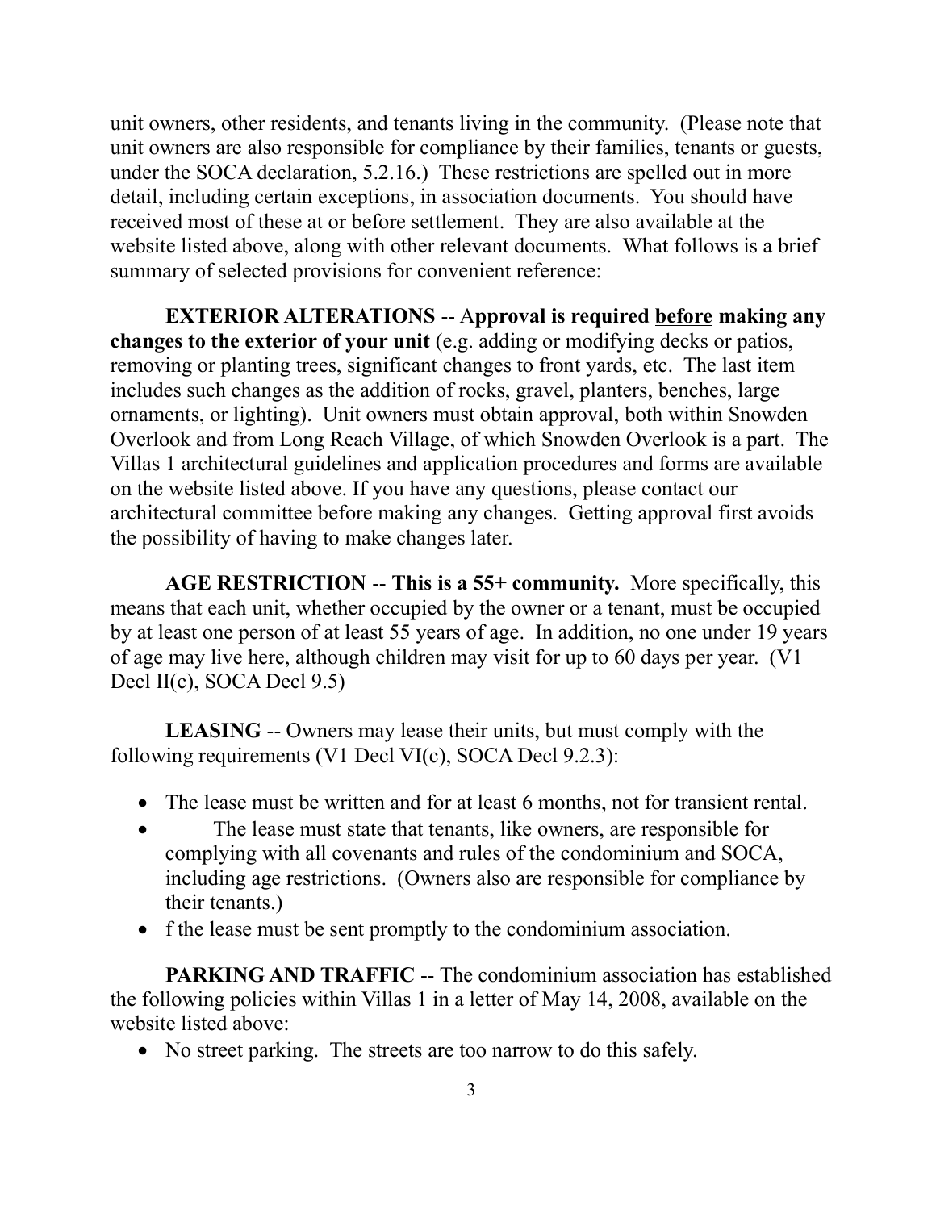unit owners, other residents, and tenants living in the community. (Please note that unit owners are also responsible for compliance by their families, tenants or guests, under the SOCA declaration, 5.2.16.) These restrictions are spelled out in more detail, including certain exceptions, in association documents. You should have received most of these at or before settlement. They are also available at the website listed above, along with other relevant documents. What follows is a brief summary of selected provisions for convenient reference:

**EXTERIOR ALTERATIONS** -- A**pproval is required <u>before</u> making any changes to the exterior of your unit** (e.g. adding or modifying decks or patios, removing or planting trees, significant changes to front yards, etc. The last item includes such changes as the addition of rocks, gravel, planters, benches, large ornaments, or lighting). Unit owners must obtain approval, both within Snowden Overlook and from Long Reach Village, of which Snowden Overlook is a part. The Villas 1 architectural guidelines and application procedures and forms are available on the website listed above. If you have any questions, please contact our architectural committee before making any changes. Getting approval first avoids the possibility of having to make changes later.

**AGE RESTRICTION** -- **This is a 55+ community.** More specifically, this means that each unit, whether occupied by the owner or a tenant, must be occupied by at least one person of at least 55 years of age. In addition, no one under 19 years of age may live here, although children may visit for up to 60 days per year. (V1 Decl II(c), SOCA Decl 9.5)

**LEASING** -- Owners may lease their units, but must comply with the following requirements (V1 Decl VI(c), SOCA Decl 9.2.3):

- The lease must be written and for at least 6 months, not for transient rental.
- The lease must state that tenants, like owners, are responsible for complying with all covenants and rules of the condominium and SOCA, including age restrictions. (Owners also are responsible for compliance by their tenants.)
- f the lease must be sent promptly to the condominium association.

**PARKING AND TRAFFIC** -- The condominium association has established the following policies within Villas 1 in a letter of May 14, 2008, available on the website listed above:

- No street parking. The streets are too narrow to do this safely.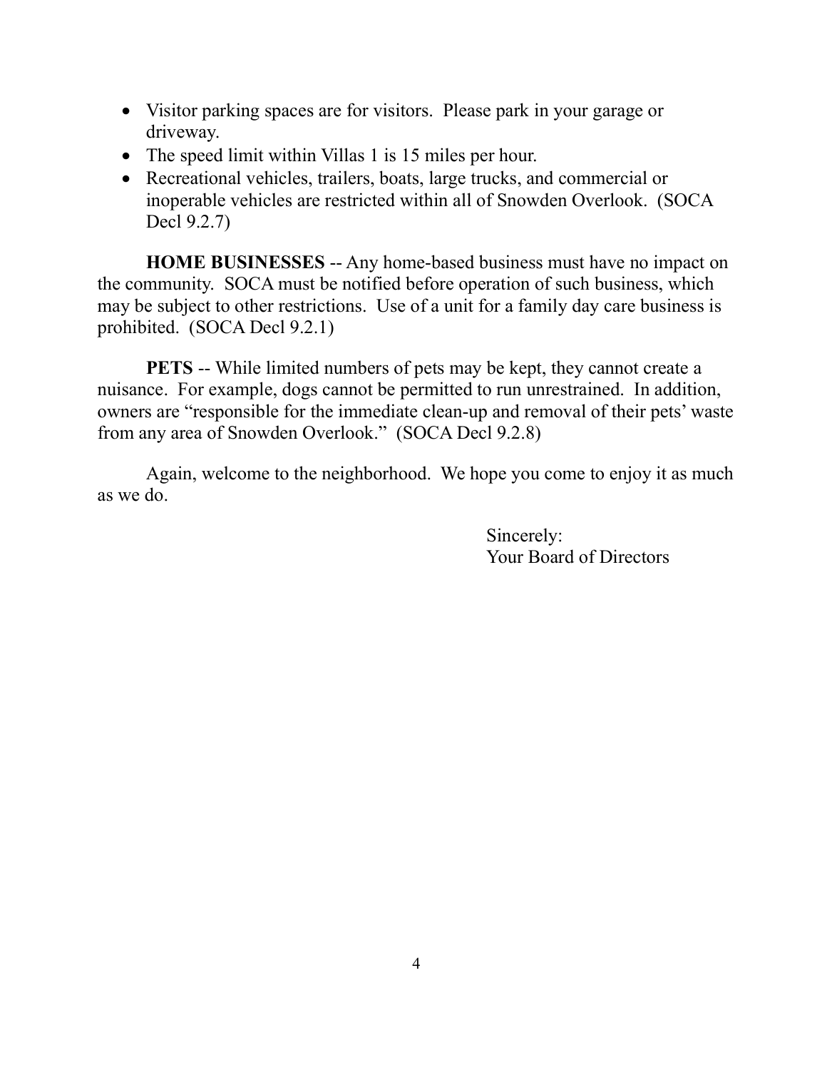- Visitor parking spaces are for visitors. Please park in your garage or driveway.
- The speed limit within Villas 1 is 15 miles per hour.
- Recreational vehicles, trailers, boats, large trucks, and commercial or inoperable vehicles are restricted within all of Snowden Overlook. (SOCA Decl 9.2.7)

**HOME BUSINESSES** -- Any home-based business must have no impact on the community. SOCA must be notified before operation of such business, which may be subject to other restrictions. Use of a unit for a family day care business is prohibited. (SOCA Decl 9.2.1)

**PETS** -- While limited numbers of pets may be kept, they cannot create a nuisance. For example, dogs cannot be permitted to run unrestrained. In addition, owners are "responsible for the immediate clean-up and removal of their pets' waste from any area of Snowden Overlook." (SOCA Decl 9.2.8)

Again, welcome to the neighborhood. We hope you come to enjoy it as much as we do.

Sincerely:
Your Board of Directors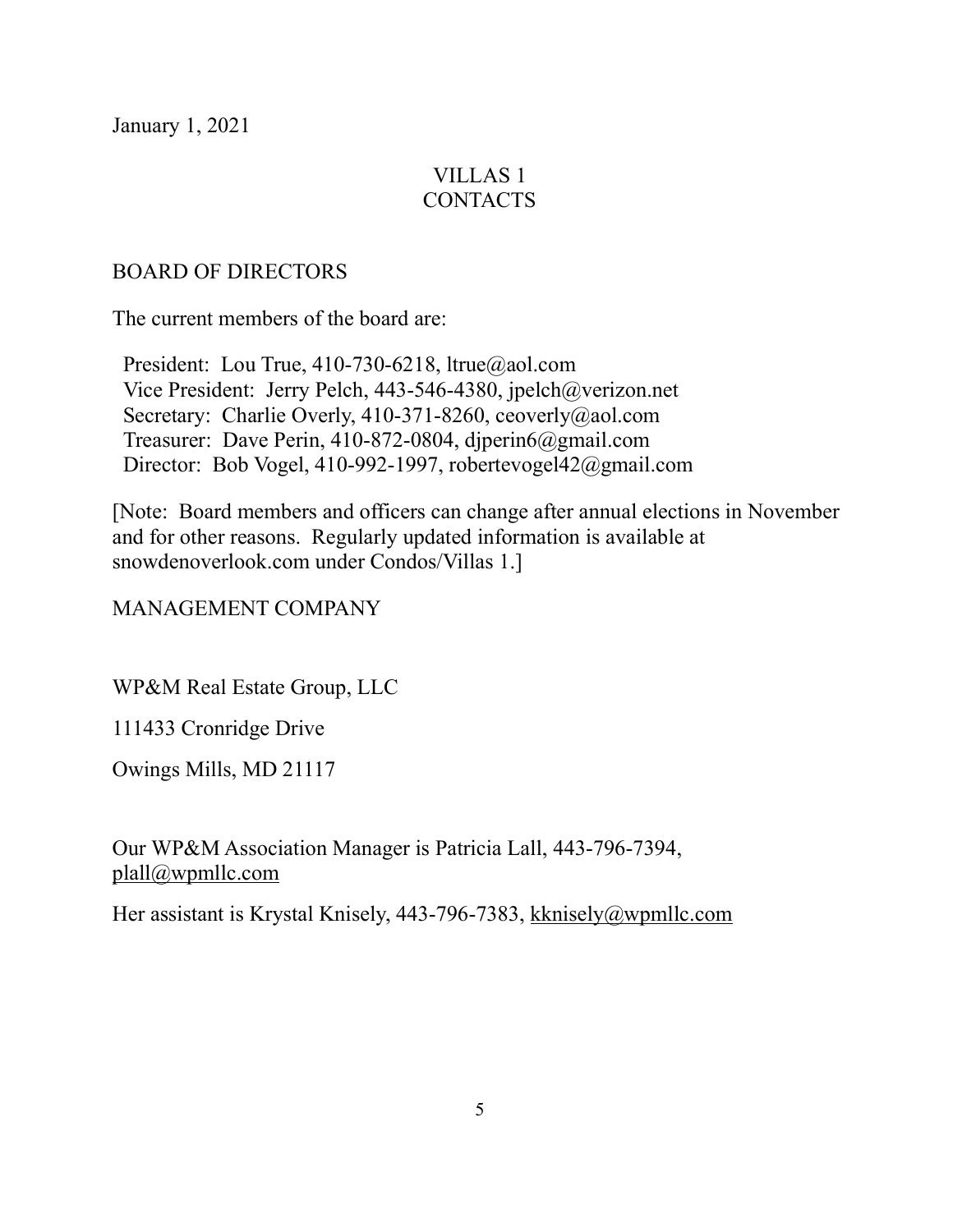January 1, 2021

# VILLAS 1
# CONTACTS

## BOARD OF DIRECTORS

The current members of the board are:

President: Lou True, 410-730-6218, ltrue@aol.com
Vice President: Jerry Pelch, 443-546-4380, jpelch@verizon.net
Secretary: Charlie Overly, 410-371-8260, ceoverly@aol.com
Treasurer: Dave Perin, 410-872-0804, djperin6@gmail.com
Director: Bob Vogel, 410-992-1997, robertevogel42@gmail.com

[Note: Board members and officers can change after annual elections in November and for other reasons. Regularly updated information is available at snowdenoverlook.com under Condos/Villas 1.]

## MANAGEMENT COMPANY

WP&M Real Estate Group, LLC

111433 Cronridge Drive

Owings Mills, MD 21117

Our WP&M Association Manager is Patricia Lall, 443-796-7394, plall@wpmllc.com

Her assistant is Krystal Knisely, 443-796-7383, kknisely@wpmllc.com